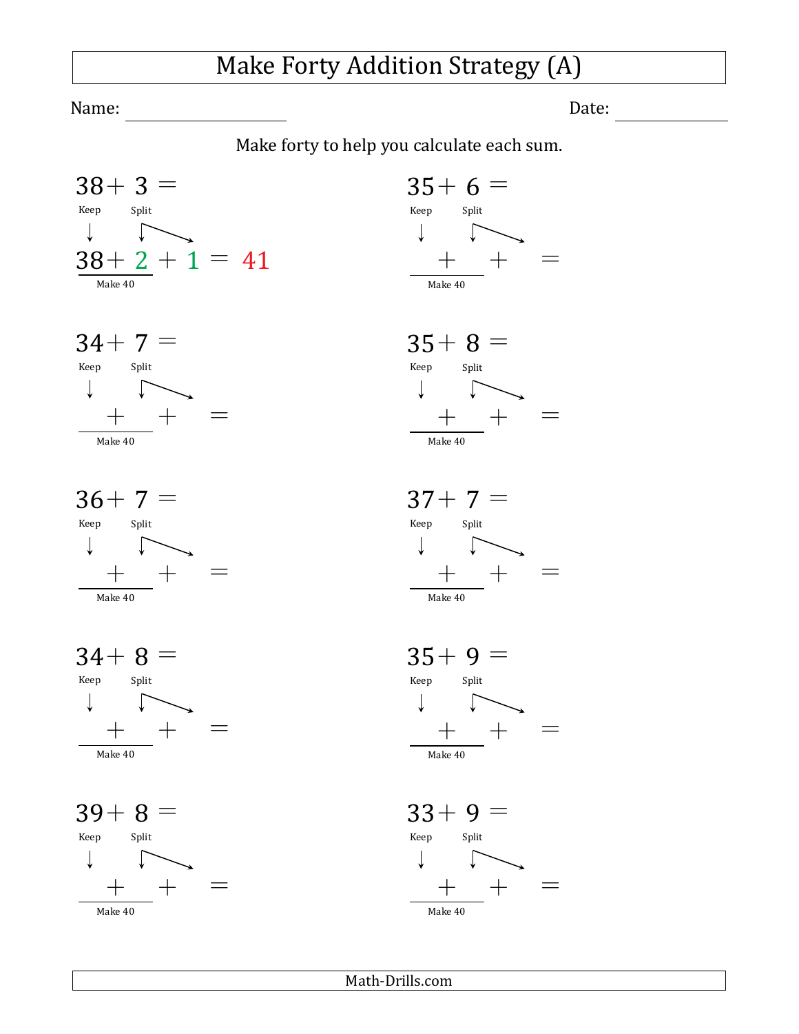# Make Forty Addition Strategy (A)

Name: ____________________ Date: ____________

Make forty to help you calculate each sum.

$38 + 3 =$

Keep ↓ Split ↓↘

$38 + 2 + 1 = 41$

Make 40

$35 + 6 =$

Keep ↓ Split ↓↘

___ + ___ + ___ = ___

Make 40

$34 + 7 =$

Keep ↓ Split ↓↘

___ + ___ + ___ = ___

Make 40

$35 + 8 =$

Keep ↓ Split ↓↘

___ + ___ + ___ = ___

Make 40

$36 + 7 =$

Keep ↓ Split ↓↘

___ + ___ + ___ = ___

Make 40

$37 + 7 =$

Keep ↓ Split ↓↘

___ + ___ + ___ = ___

Make 40

$34 + 8 =$

Keep ↓ Split ↓↘

___ + ___ + ___ = ___

Make 40

$35 + 9 =$

Keep ↓ Split ↓↘

___ + ___ + ___ = ___

Make 40

$39 + 8 =$

Keep ↓ Split ↓↘

___ + ___ + ___ = ___

Make 40

$33 + 9 =$

Keep ↓ Split ↓↘

___ + ___ + ___ = ___

Make 40

Math-Drills.com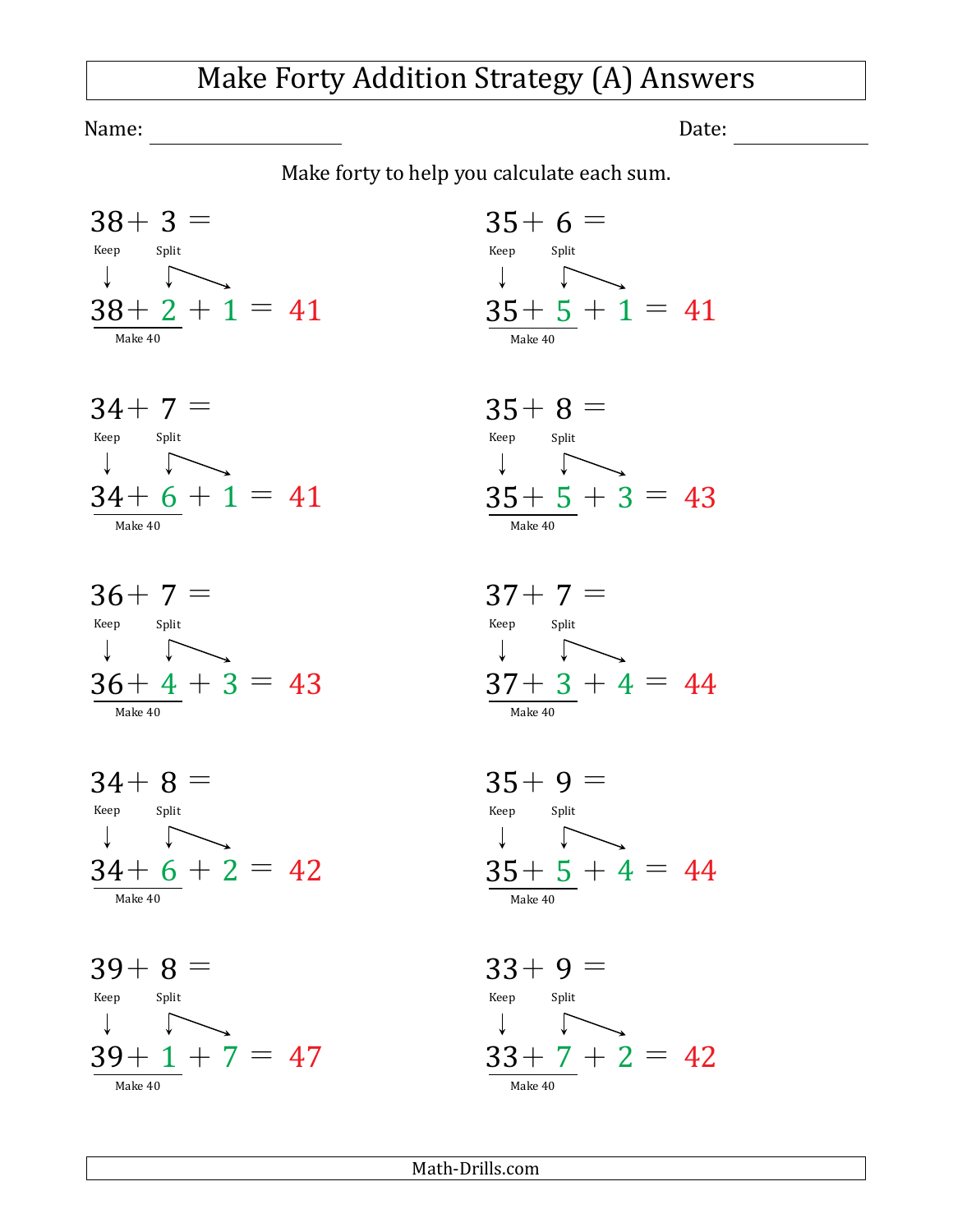# Make Forty Addition Strategy (A) Answers

Name: \_\_\_\_\_\_\_\_\_\_\_\_\_\_\_\_ Date: \_\_\_\_\_\_\_\_\_\_

Make forty to help you calculate each sum.

$38 + 3 =$

Keep Split

$38 + 2 + 1 = 41$

Make 40

$35 + 6 =$

Keep Split

$35 + 5 + 1 = 41$

Make 40

$34 + 7 =$

Keep Split

$34 + 6 + 1 = 41$

Make 40

$35 + 8 =$

Keep Split

$35 + 5 + 3 = 43$

Make 40

$36 + 7 =$

Keep Split

$36 + 4 + 3 = 43$

Make 40

$37 + 7 =$

Keep Split

$37 + 3 + 4 = 44$

Make 40

$34 + 8 =$

Keep Split

$34 + 6 + 2 = 42$

Make 40

$35 + 9 =$

Keep Split

$35 + 5 + 4 = 44$

Make 40

$39 + 8 =$

Keep Split

$39 + 1 + 7 = 47$

Make 40

$33 + 9 =$

Keep Split

$33 + 7 + 2 = 42$

Make 40

Math-Drills.com